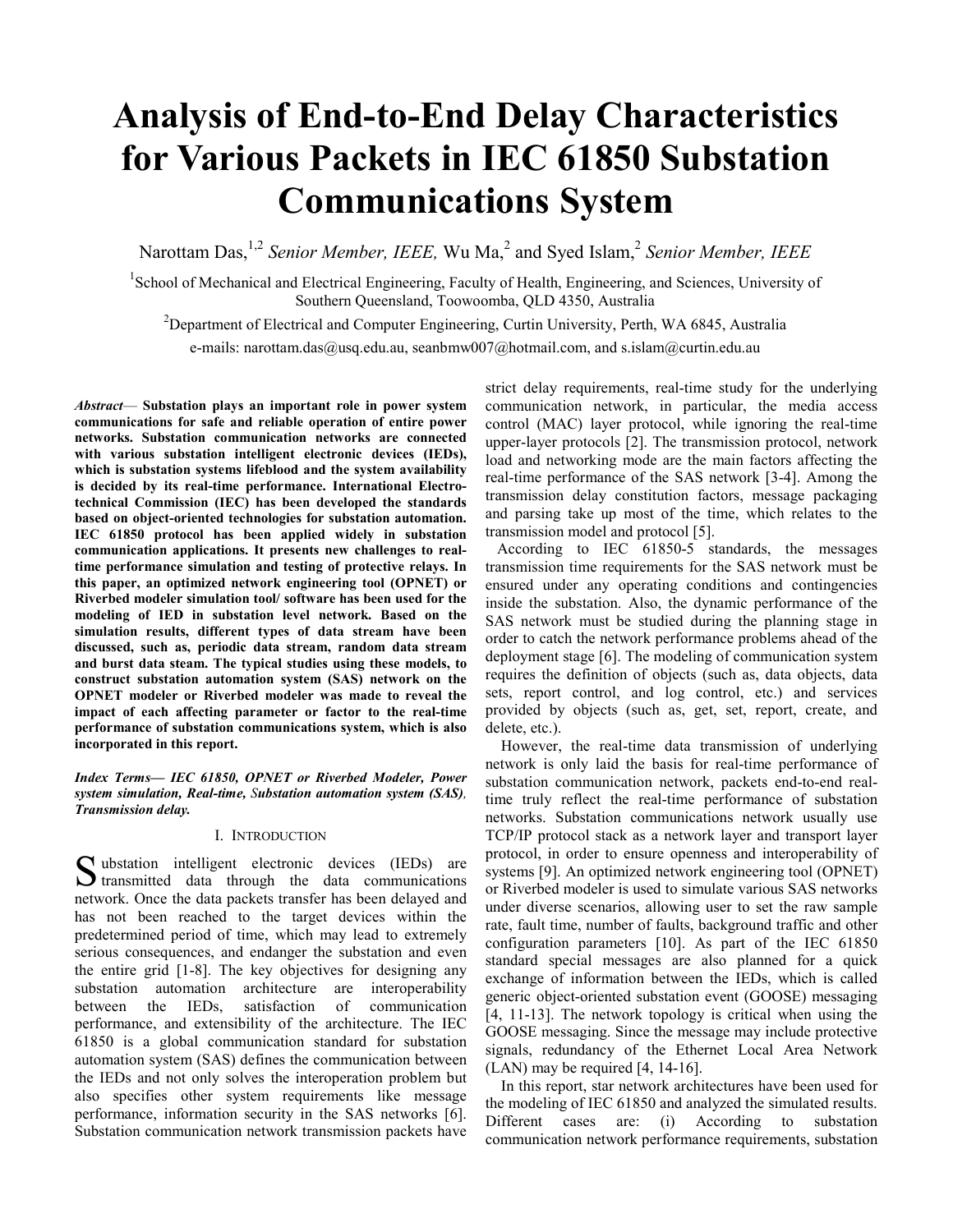# Analysis of End-to-End Delay Characteristics for Various Packets in IEC 61850 Substation Communications System

Narottam Das,[1,2] *Senior Member, IEEE,* Wu Ma,[2] and Syed Islam,[2] *Senior Member, IEEE*

[1]School of Mechanical and Electrical Engineering, Faculty of Health, Engineering, and Sciences, University of Southern Queensland, Toowoomba, QLD 4350, Australia

[2]Department of Electrical and Computer Engineering, Curtin University, Perth, WA 6845, Australia

e-mails: narottam.das@usq.edu.au, seanbmw007@hotmail.com, and s.islam@curtin.edu.au

***Abstract*— Substation plays an important role in power system communications for safe and reliable operation of entire power networks. Substation communication networks are connected with various substation intelligent electronic devices (IEDs), which is substation systems lifeblood and the system availability is decided by its real-time performance. International Electro-technical Commission (IEC) has been developed the standards based on object-oriented technologies for substation automation. IEC 61850 protocol has been applied widely in substation communication applications. It presents new challenges to real-time performance simulation and testing of protective relays. In this paper, an optimized network engineering tool (OPNET) or Riverbed modeler simulation tool/ software has been used for the modeling of IED in substation level network. Based on the simulation results, different types of data stream have been discussed, such as, periodic data stream, random data stream and burst data steam. The typical studies using these models, to construct substation automation system (SAS) network on the OPNET modeler or Riverbed modeler was made to reveal the impact of each affecting parameter or factor to the real-time performance of substation communications system, which is also incorporated in this report.**

***Index Terms*— *IEC 61850, OPNET or Riverbed Modeler, Power system simulation, Real-time, Substation automation system (SAS), Transmission delay.***

## I. Introduction

Substation intelligent electronic devices (IEDs) are transmitted data through the data communications network. Once the data packets transfer has been delayed and has not been reached to the target devices within the predetermined period of time, which may lead to extremely serious consequences, and endanger the substation and even the entire grid [1-8]. The key objectives for designing any substation automation architecture are interoperability between the IEDs, satisfaction of communication performance, and extensibility of the architecture. The IEC 61850 is a global communication standard for substation automation system (SAS) defines the communication between the IEDs and not only solves the interoperation problem but also specifies other system requirements like message performance, information security in the SAS networks [6]. Substation communication network transmission packets have strict delay requirements, real-time study for the underlying communication network, in particular, the media access control (MAC) layer protocol, while ignoring the real-time upper-layer protocols [2]. The transmission protocol, network load and networking mode are the main factors affecting the real-time performance of the SAS network [3-4]. Among the transmission delay constitution factors, message packaging and parsing take up most of the time, which relates to the transmission model and protocol [5].

According to IEC 61850-5 standards, the messages transmission time requirements for the SAS network must be ensured under any operating conditions and contingencies inside the substation. Also, the dynamic performance of the SAS network must be studied during the planning stage in order to catch the network performance problems ahead of the deployment stage [6]. The modeling of communication system requires the definition of objects (such as, data objects, data sets, report control, and log control, etc.) and services provided by objects (such as, get, set, report, create, and delete, etc.).

However, the real-time data transmission of underlying network is only laid the basis for real-time performance of substation communication network, packets end-to-end real-time truly reflect the real-time performance of substation networks. Substation communications network usually use TCP/IP protocol stack as a network layer and transport layer protocol, in order to ensure openness and interoperability of systems [9]. An optimized network engineering tool (OPNET) or Riverbed modeler is used to simulate various SAS networks under diverse scenarios, allowing user to set the raw sample rate, fault time, number of faults, background traffic and other configuration parameters [10]. As part of the IEC 61850 standard special messages are also planned for a quick exchange of information between the IEDs, which is called generic object-oriented substation event (GOOSE) messaging [4, 11-13]. The network topology is critical when using the GOOSE messaging. Since the message may include protective signals, redundancy of the Ethernet Local Area Network (LAN) may be required [4, 14-16].

In this report, star network architectures have been used for the modeling of IEC 61850 and analyzed the simulated results. Different cases are: (i) According to substation communication network performance requirements, substation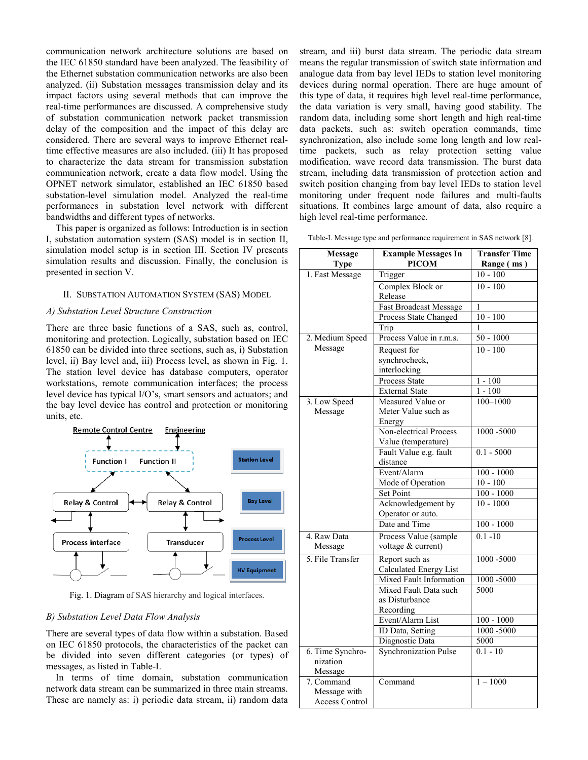communication network architecture solutions are based on the IEC 61850 standard have been analyzed. The feasibility of the Ethernet substation communication networks are also been analyzed. (ii) Substation messages transmission delay and its impact factors using several methods that can improve the real-time performances are discussed. A comprehensive study of substation communication network packet transmission delay of the composition and the impact of this delay are considered. There are several ways to improve Ethernet real-time effective measures are also included. (iii) It has proposed to characterize the data stream for transmission substation communication network, create a data flow model. Using the OPNET network simulator, established an IEC 61850 based substation-level simulation model. Analyzed the real-time performances in substation level network with different bandwidths and different types of networks.

This paper is organized as follows: Introduction is in section I, substation automation system (SAS) model is in section II, simulation model setup is in section III. Section IV presents simulation results and discussion. Finally, the conclusion is presented in section V.

## II. Substation Automation System (SAS) Model

### *A) Substation Level Structure Construction*

There are three basic functions of a SAS, such as, control, monitoring and protection. Logically, substation based on IEC 61850 can be divided into three sections, such as, i) Substation level, ii) Bay level and, iii) Process level, as shown in Fig. 1. The station level device has database computers, operator workstations, remote communication interfaces; the process level device has typical I/O's, smart sensors and actuators; and the bay level device has control and protection or monitoring units, etc.

Fig. 1. Diagram of SAS hierarchy and logical interfaces.

### *B) Substation Level Data Flow Analysis*

There are several types of data flow within a substation. Based on IEC 61850 protocols, the characteristics of the packet can be divided into seven different categories (or types) of messages, as listed in Table-I.

In terms of time domain, substation communication network data stream can be summarized in three main streams. These are namely as: i) periodic data stream, ii) random data stream, and iii) burst data stream. The periodic data stream means the regular transmission of switch state information and analogue data from bay level IEDs to station level monitoring devices during normal operation. There are huge amount of this type of data, it requires high level real-time performance, the data variation is very small, having good stability. The random data, including some short length and high real-time data packets, such as: switch operation commands, time synchronization, also include some long length and low real-time packets, such as relay protection setting value modification, wave record data transmission. The burst data stream, including data transmission of protection action and switch position changing from bay level IEDs to station level monitoring under frequent node failures and multi-faults situations. It combines large amount of data, also require a high level real-time performance.

Table-I. Message type and performance requirement in SAS network [8].

| Message Type | Example Messages In PICOM | Transfer Time Range ( ms ) |
|---|---|---|
| 1. Fast Message | Trigger | 10 - 100 |
| | Complex Block or Release | 10 - 100 |
| | Fast Broadcast Message | 1 |
| | Process State Changed | 10 - 100 |
| | Trip | 1 |
| 2. Medium Speed Message | Process Value in r.m.s. | 50 - 1000 |
| | Request for synchrocheck, interlocking | 10 - 100 |
| | Process State | 1 - 100 |
| | External State | 1 - 100 |
| 3. Low Speed Message | Measured Value or Meter Value such as Energy | 100–1000 |
| | Non-electrical Process Value (temperature) | 1000 -5000 |
| | Fault Value e.g. fault distance | 0.1 - 5000 |
| | Event/Alarm | 100 - 1000 |
| | Mode of Operation | 10 - 100 |
| | Set Point | 100 - 1000 |
| | Acknowledgement by Operator or auto. | 10 - 1000 |
| | Date and Time | 100 - 1000 |
| 4. Raw Data Message | Process Value (sample voltage & current) | 0.1 -10 |
| 5. File Transfer | Report such as Calculated Energy List | 1000 -5000 |
| | Mixed Fault Information | 1000 -5000 |
| | Mixed Fault Data such as Disturbance Recording | 5000 |
| | Event/Alarm List | 100 - 1000 |
| | ID Data, Setting | 1000 -5000 |
| | Diagnostic Data | 5000 |
| 6. Time Synchronization Message | Synchronization Pulse | 0.1 - 10 |
| 7. Command Message with Access Control | Command | 1 – 1000 |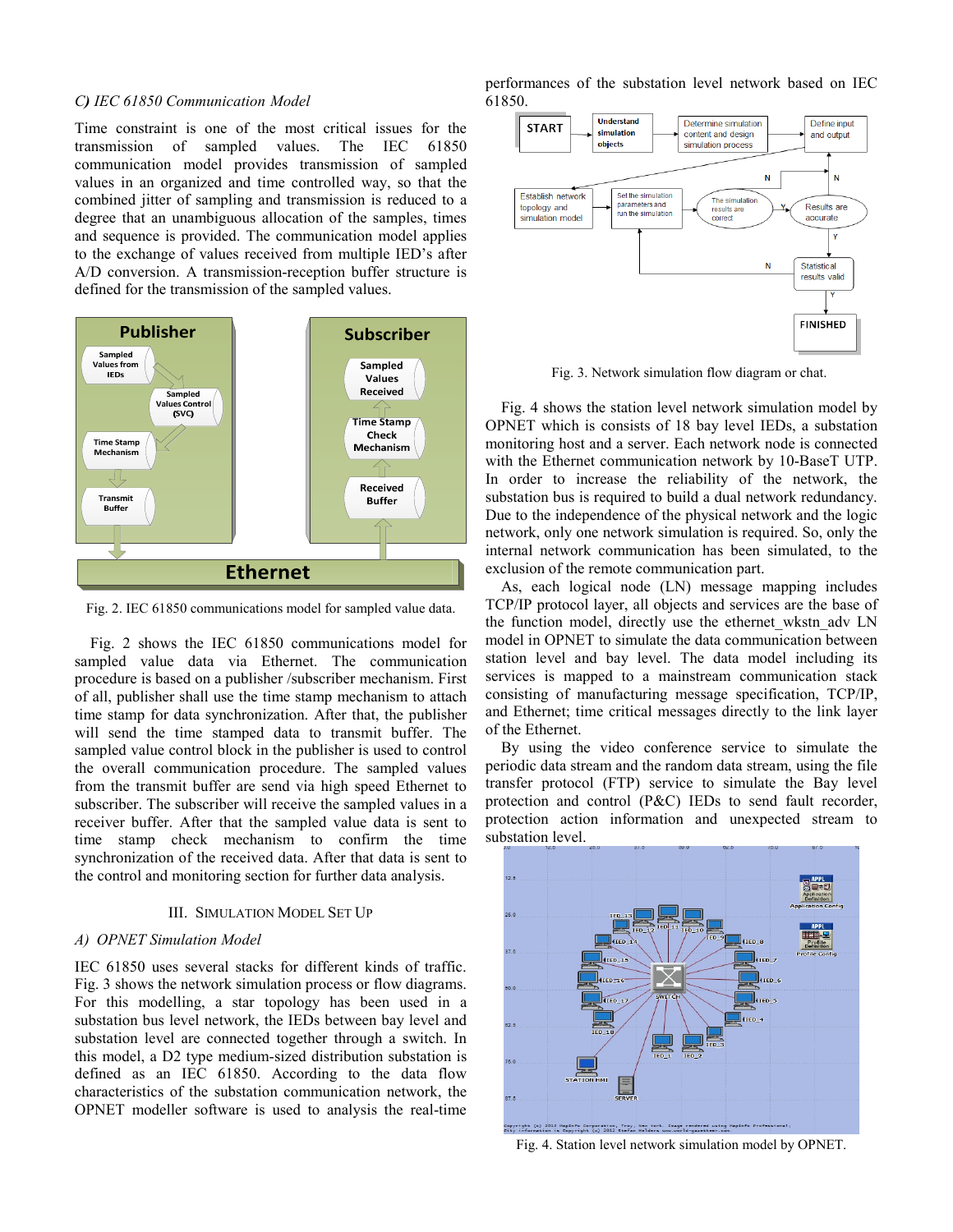### C) IEC 61850 Communication Model

Time constraint is one of the most critical issues for the transmission of sampled values. The IEC 61850 communication model provides transmission of sampled values in an organized and time controlled way, so that the combined jitter of sampling and transmission is reduced to a degree that an unambiguous allocation of the samples, times and sequence is provided. The communication model applies to the exchange of values received from multiple IED's after A/D conversion. A transmission-reception buffer structure is defined for the transmission of the sampled values.

Fig. 2. IEC 61850 communications model for sampled value data.

Fig. 2 shows the IEC 61850 communications model for sampled value data via Ethernet. The communication procedure is based on a publisher /subscriber mechanism. First of all, publisher shall use the time stamp mechanism to attach time stamp for data synchronization. After that, the publisher will send the time stamped data to transmit buffer. The sampled value control block in the publisher is used to control the overall communication procedure. The sampled values from the transmit buffer are send via high speed Ethernet to subscriber. The subscriber will receive the sampled values in a receiver buffer. After that the sampled value data is sent to time stamp check mechanism to confirm the time synchronization of the received data. After that data is sent to the control and monitoring section for further data analysis.

## III. Simulation Model Set Up

### A) OPNET Simulation Model

IEC 61850 uses several stacks for different kinds of traffic. Fig. 3 shows the network simulation process or flow diagrams. For this modelling, a star topology has been used in a substation bus level network, the IEDs between bay level and substation level are connected together through a switch. In this model, a D2 type medium-sized distribution substation is defined as an IEC 61850. According to the data flow characteristics of the substation communication network, the OPNET modeller software is used to analysis the real-time performances of the substation level network based on IEC 61850.

Fig. 3. Network simulation flow diagram or chat.

Fig. 4 shows the station level network simulation model by OPNET which is consists of 18 bay level IEDs, a substation monitoring host and a server. Each network node is connected with the Ethernet communication network by 10-BaseT UTP. In order to increase the reliability of the network, the substation bus is required to build a dual network redundancy. Due to the independence of the physical network and the logic network, only one network simulation is required. So, only the internal network communication has been simulated, to the exclusion of the remote communication part.

As, each logical node (LN) message mapping includes TCP/IP protocol layer, all objects and services are the base of the function model, directly use the ethernet_wkstn_adv LN model in OPNET to simulate the data communication between station level and bay level. The data model including its services is mapped to a mainstream communication stack consisting of manufacturing message specification, TCP/IP, and Ethernet; time critical messages directly to the link layer of the Ethernet.

By using the video conference service to simulate the periodic data stream and the random data stream, using the file transfer protocol (FTP) service to simulate the Bay level protection and control (P&C) IEDs to send fault recorder, protection action information and unexpected stream to substation level.

Fig. 4. Station level network simulation model by OPNET.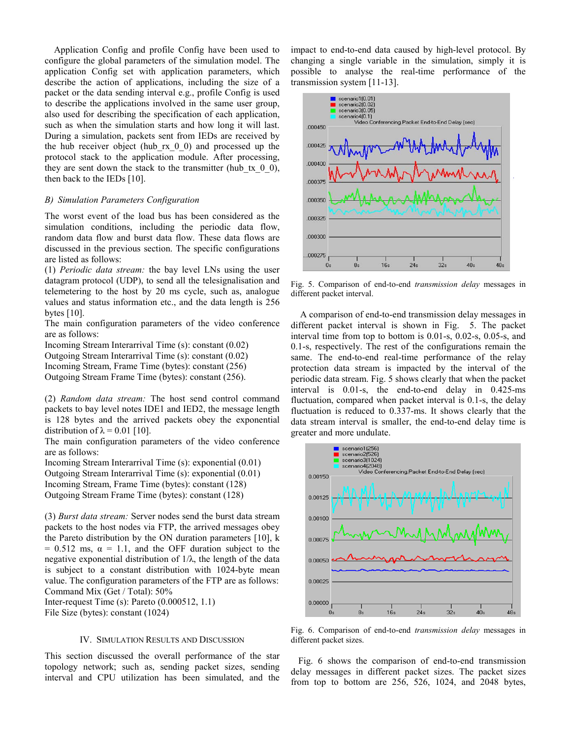Application Config and profile Config have been used to configure the global parameters of the simulation model. The application Config set with application parameters, which describe the action of applications, including the size of a packet or the data sending interval e.g., profile Config is used to describe the applications involved in the same user group, also used for describing the specification of each application, such as when the simulation starts and how long it will last. During a simulation, packets sent from IEDs are received by the hub receiver object (hub_rx_0_0) and processed up the protocol stack to the application module. After processing, they are sent down the stack to the transmitter (hub_tx_0_0), then back to the IEDs [10].

### *B) Simulation Parameters Configuration*

The worst event of the load bus has been considered as the simulation conditions, including the periodic data flow, random data flow and burst data flow. These data flows are discussed in the previous section. The specific configurations are listed as follows:

(1) *Periodic data stream:* the bay level LNs using the user datagram protocol (UDP), to send all the telesignalisation and telemetering to the host by 20 ms cycle, such as, analogue values and status information etc., and the data length is 256 bytes [10].

The main configuration parameters of the video conference are as follows:

Incoming Stream Interarrival Time (s): constant (0.02)
Outgoing Stream Interarrival Time (s): constant (0.02)
Incoming Stream, Frame Time (bytes): constant (256)
Outgoing Stream Frame Time (bytes): constant (256).

(2) *Random data stream:* The host send control command packets to bay level notes IDE1 and IED2, the message length is 128 bytes and the arrived packets obey the exponential distribution of $\lambda = 0.01$ [10].

The main configuration parameters of the video conference are as follows:

Incoming Stream Interarrival Time (s): exponential (0.01)
Outgoing Stream Interarrival Time (s): exponential (0.01)
Incoming Stream, Frame Time (bytes): constant (128)
Outgoing Stream Frame Time (bytes): constant (128)

(3) *Burst data stream:* Server nodes send the burst data stream packets to the host nodes via FTP, the arrived messages obey the Pareto distribution by the ON duration parameters [10], k = 0.512 ms, $\alpha$ = 1.1, and the OFF duration subject to the negative exponential distribution of $1/\lambda$, the length of the data is subject to a constant distribution with 1024-byte mean value. The configuration parameters of the FTP are as follows:

Command Mix (Get / Total): 50%
Inter-request Time (s): Pareto (0.000512, 1.1)
File Size (bytes): constant (1024)

## IV. Simulation Results and Discussion

This section discussed the overall performance of the star topology network; such as, sending packet sizes, sending interval and CPU utilization has been simulated, and the impact to end-to-end data caused by high-level protocol. By changing a single variable in the simulation, simply it is possible to analyse the real-time performance of the transmission system [11-13].

Fig. 5. Comparison of end-to-end *transmission delay* messages in different packet interval.

A comparison of end-to-end transmission delay messages in different packet interval is shown in Fig. 5. The packet interval time from top to bottom is 0.01-s, 0.02-s, 0.05-s, and 0.1-s, respectively. The rest of the configurations remain the same. The end-to-end real-time performance of the relay protection data stream is impacted by the interval of the periodic data stream. Fig. 5 shows clearly that when the packet interval is 0.01-s, the end-to-end delay in 0.425-ms fluctuation, compared when packet interval is 0.1-s, the delay fluctuation is reduced to 0.337-ms. It shows clearly that the data stream interval is smaller, the end-to-end delay time is greater and more undulate.

Fig. 6. Comparison of end-to-end *transmission delay* messages in different packet sizes.

Fig. 6 shows the comparison of end-to-end transmission delay messages in different packet sizes. The packet sizes from top to bottom are 256, 526, 1024, and 2048 bytes,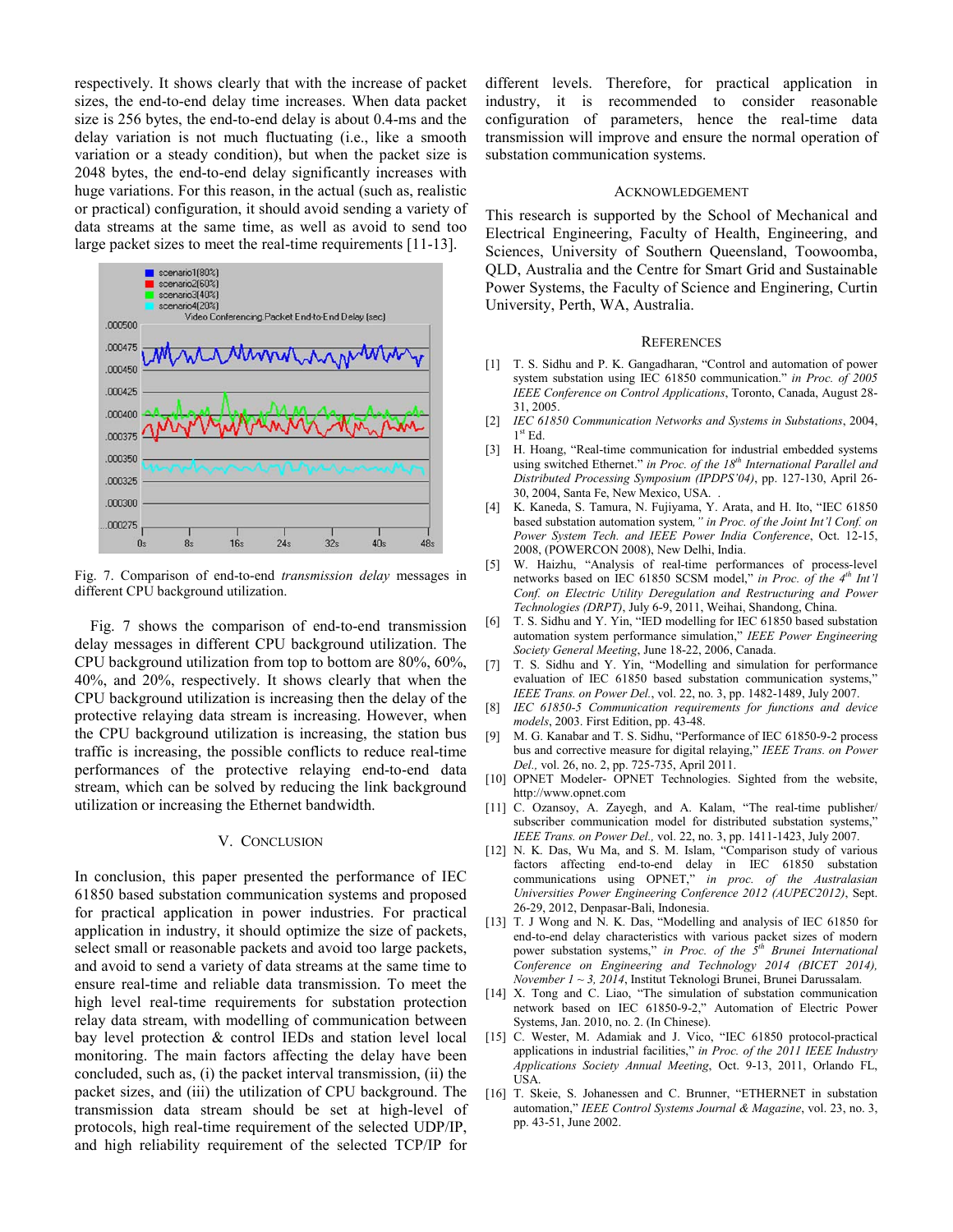respectively. It shows clearly that with the increase of packet sizes, the end-to-end delay time increases. When data packet size is 256 bytes, the end-to-end delay is about 0.4-ms and the delay variation is not much fluctuating (i.e., like a smooth variation or a steady condition), but when the packet size is 2048 bytes, the end-to-end delay significantly increases with huge variations. For this reason, in the actual (such as, realistic or practical) configuration, it should avoid sending a variety of data streams at the same time, as well as avoid to send too large packet sizes to meet the real-time requirements [11-13].

scenario1(80%)
scenario2(60%)
scenario3(40%)
scenario4(20%)
Video Conferencing Packet End-to-End Delay (sec)
.000500
.000475
.000450
.000425
.000400
.000375
.000350
.000325
.000300
.000275
0s
8s
16s
24s
32s
40s
48s

Fig. 7. Comparison of end-to-end *transmission delay* messages in different CPU background utilization.

Fig. 7 shows the comparison of end-to-end transmission delay messages in different CPU background utilization. The CPU background utilization from top to bottom are 80%, 60%, 40%, and 20%, respectively. It shows clearly that when the CPU background utilization is increasing then the delay of the protective relaying data stream is increasing. However, when the CPU background utilization is increasing, the station bus traffic is increasing, the possible conflicts to reduce real-time performances of the protective relaying end-to-end data stream, which can be solved by reducing the link background utilization or increasing the Ethernet bandwidth.

## V. Conclusion

In conclusion, this paper presented the performance of IEC 61850 based substation communication systems and proposed for practical application in power industries. For practical application in industry, it should optimize the size of packets, select small or reasonable packets and avoid too large packets, and avoid to send a variety of data streams at the same time to ensure real-time and reliable data transmission. To meet the high level real-time requirements for substation protection relay data stream, with modelling of communication between bay level protection & control IEDs and station level local monitoring. The main factors affecting the delay have been concluded, such as, (i) the packet interval transmission, (ii) the packet sizes, and (iii) the utilization of CPU background. The transmission data stream should be set at high-level of protocols, high real-time requirement of the selected UDP/IP, and high reliability requirement of the selected TCP/IP for different levels. Therefore, for practical application in industry, it is recommended to consider reasonable configuration of parameters, hence the real-time data transmission will improve and ensure the normal operation of substation communication systems.

## Acknowledgement

This research is supported by the School of Mechanical and Electrical Engineering, Faculty of Health, Engineering, and Sciences, University of Southern Queensland, Toowoomba, QLD, Australia and the Centre for Smart Grid and Sustainable Power Systems, the Faculty of Science and Engineering, Curtin University, Perth, WA, Australia.

## References

[1] T. S. Sidhu and P. K. Gangadharan, "Control and automation of power system substation using IEC 61850 communication." *in Proc. of 2005 IEEE Conference on Control Applications*, Toronto, Canada, August 28-31, 2005.

[2] *IEC 61850 Communication Networks and Systems in Substations*, 2004, 1st Ed.

[3] H. Hoang, "Real-time communication for industrial embedded systems using switched Ethernet." *in Proc. of the 18th International Parallel and Distributed Processing Symposium (IPDPS'04)*, pp. 127-130, April 26-30, 2004, Santa Fe, New Mexico, USA. .

[4] K. Kaneda, S. Tamura, N. Fujiyama, Y. Arata, and H. Ito, "IEC 61850 based substation automation system*," in Proc. of the Joint Int'l Conf. on Power System Tech. and IEEE Power India Conference*, Oct. 12-15, 2008, (POWERCON 2008), New Delhi, India.

[5] W. Haizhu, "Analysis of real-time performances of process-level networks based on IEC 61850 SCSM model," *in Proc. of the 4th Int'l Conf. on Electric Utility Deregulation and Restructuring and Power Technologies (DRPT)*, July 6-9, 2011, Weihai, Shandong, China.

[6] T. S. Sidhu and Y. Yin, "IED modelling for IEC 61850 based substation automation system performance simulation," *IEEE Power Engineering Society General Meeting*, June 18-22, 2006, Canada.

[7] T. S. Sidhu and Y. Yin, "Modelling and simulation for performance evaluation of IEC 61850 based substation communication systems," *IEEE Trans. on Power Del.*, vol. 22, no. 3, pp. 1482-1489, July 2007.

[8] *IEC 61850-5 Communication requirements for functions and device models*, 2003. First Edition, pp. 43-48.

[9] M. G. Kanabar and T. S. Sidhu, "Performance of IEC 61850-9-2 process bus and corrective measure for digital relaying," *IEEE Trans. on Power Del.*, vol. 26, no. 2, pp. 725-735, April 2011.

[10] OPNET Modeler- OPNET Technologies. Sighted from the website, http://www.opnet.com

[11] C. Ozansoy, A. Zayegh, and A. Kalam, "The real-time publisher/ subscriber communication model for distributed substation systems," *IEEE Trans. on Power Del.*, vol. 22, no. 3, pp. 1411-1423, July 2007.

[12] N. K. Das, Wu Ma, and S. M. Islam, "Comparison study of various factors affecting end-to-end delay in IEC 61850 substation communications using OPNET," *in proc. of the Australasian Universities Power Engineering Conference 2012 (AUPEC2012)*, Sept. 26-29, 2012, Denpasar-Bali, Indonesia.

[13] T. J Wong and N. K. Das, "Modelling and analysis of IEC 61850 for end-to-end delay characteristics with various packet sizes of modern power substation systems," *in Proc. of the 5th Brunei International Conference on Engineering and Technology 2014 (BICET 2014), November 1 ~ 3, 2014*, Institut Teknologi Brunei, Brunei Darussalam.

[14] X. Tong and C. Liao, "The simulation of substation communication network based on IEC 61850-9-2," Automation of Electric Power Systems, Jan. 2010, no. 2. (In Chinese).

[15] C. Wester, M. Adamiak and J. Vico, "IEC 61850 protocol-practical applications in industrial facilities," *in Proc. of the 2011 IEEE Industry Applications Society Annual Meeting*, Oct. 9-13, 2011, Orlando FL, USA.

[16] T. Skeie, S. Johanessen and C. Brunner, "ETHERNET in substation automation," *IEEE Control Systems Journal & Magazine*, vol. 23, no. 3, pp. 43-51, June 2002.